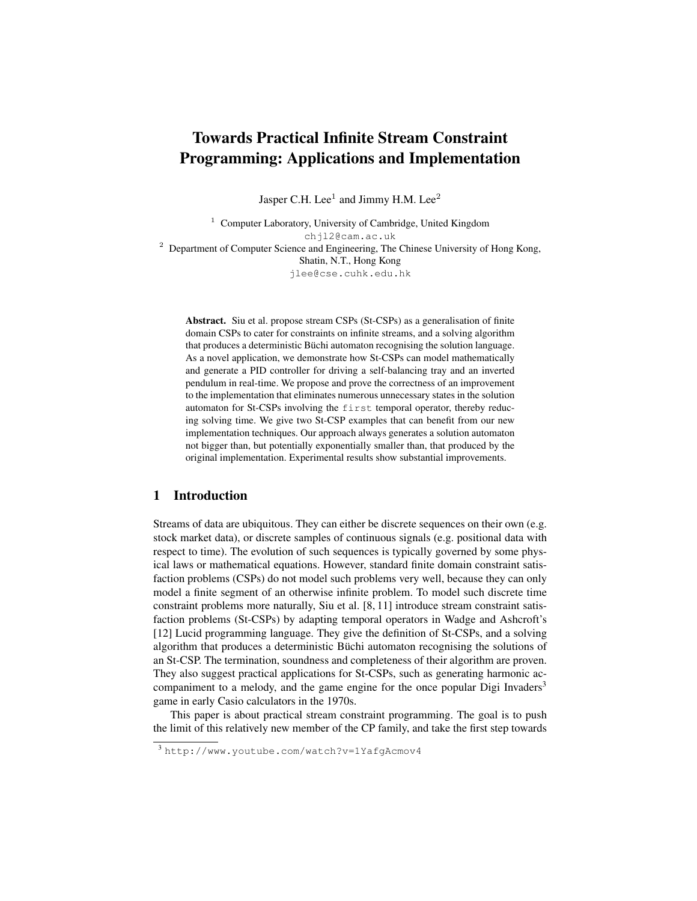# Towards Practical Infinite Stream Constraint Programming: Applications and Implementation

Jasper C.H. Lee[1] and Jimmy H.M. Lee[2]

[1] Computer Laboratory, University of Cambridge, United Kingdom
chjl2@cam.ac.uk
[2] Department of Computer Science and Engineering, The Chinese University of Hong Kong, Shatin, N.T., Hong Kong
jlee@cse.cuhk.edu.hk

**Abstract.** Siu et al. propose stream CSPs (St-CSPs) as a generalisation of finite domain CSPs to cater for constraints on infinite streams, and a solving algorithm that produces a deterministic Büchi automaton recognising the solution language. As a novel application, we demonstrate how St-CSPs can model mathematically and generate a PID controller for driving a self-balancing tray and an inverted pendulum in real-time. We propose and prove the correctness of an improvement to the implementation that eliminates numerous unnecessary states in the solution automaton for St-CSPs involving the `first` temporal operator, thereby reducing solving time. We give two St-CSP examples that can benefit from our new implementation techniques. Our approach always generates a solution automaton not bigger than, but potentially exponentially smaller than, that produced by the original implementation. Experimental results show substantial improvements.

## 1 Introduction

Streams of data are ubiquitous. They can either be discrete sequences on their own (e.g. stock market data), or discrete samples of continuous signals (e.g. positional data with respect to time). The evolution of such sequences is typically governed by some physical laws or mathematical equations. However, standard finite domain constraint satisfaction problems (CSPs) do not model such problems very well, because they can only model a finite segment of an otherwise infinite problem. To model such discrete time constraint problems more naturally, Siu et al. [8, 11] introduce stream constraint satisfaction problems (St-CSPs) by adapting temporal operators in Wadge and Ashcroft's [12] Lucid programming language. They give the definition of St-CSPs, and a solving algorithm that produces a deterministic Büchi automaton recognising the solutions of an St-CSP. The termination, soundness and completeness of their algorithm are proven. They also suggest practical applications for St-CSPs, such as generating harmonic accompaniment to a melody, and the game engine for the once popular Digi Invaders[3] game in early Casio calculators in the 1970s.

This paper is about practical stream constraint programming. The goal is to push the limit of this relatively new member of the CP family, and take the first step towards

[3] http://www.youtube.com/watch?v=lYafgAcmov4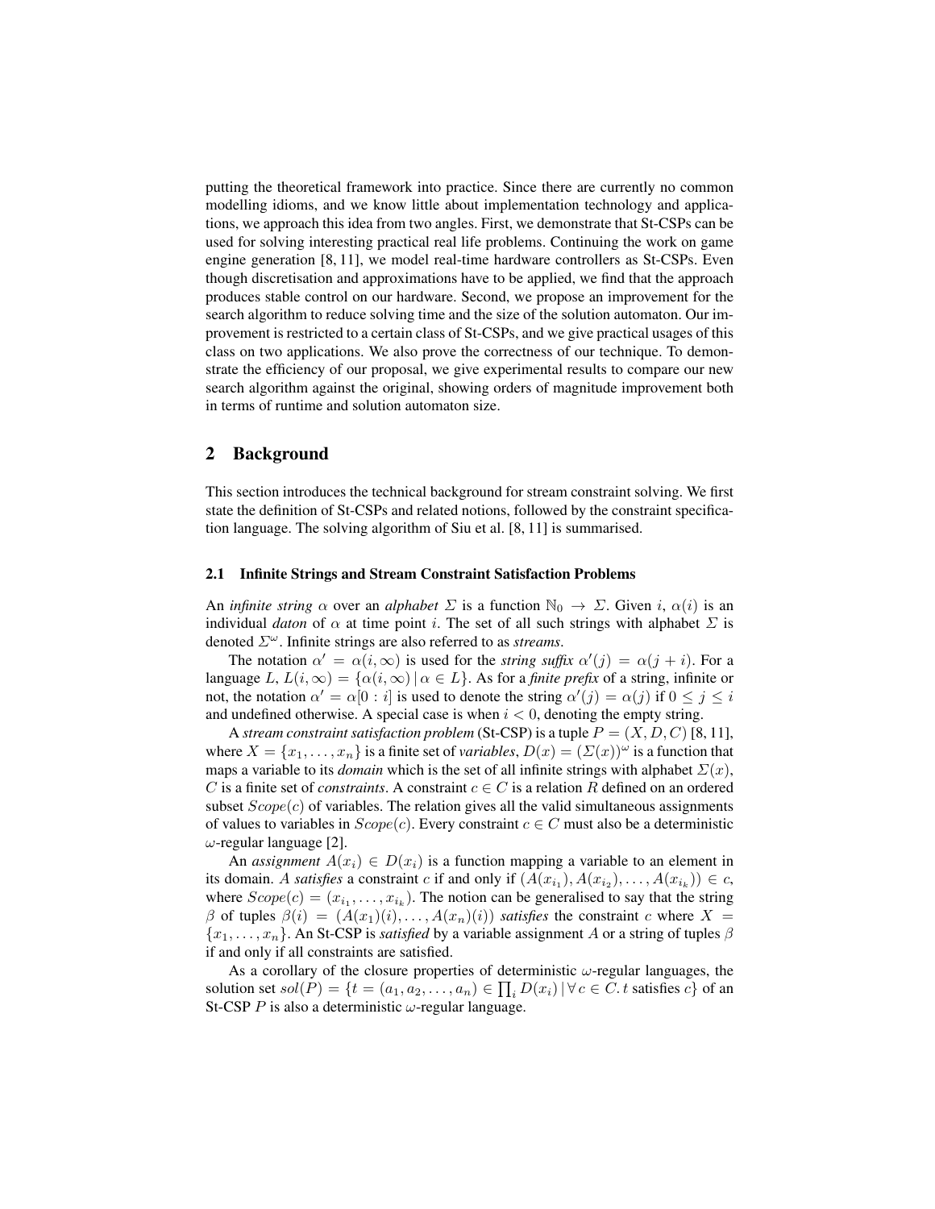putting the theoretical framework into practice. Since there are currently no common modelling idioms, and we know little about implementation technology and applications, we approach this idea from two angles. First, we demonstrate that St-CSPs can be used for solving interesting practical real life problems. Continuing the work on game engine generation [8, 11], we model real-time hardware controllers as St-CSPs. Even though discretisation and approximations have to be applied, we find that the approach produces stable control on our hardware. Second, we propose an improvement for the search algorithm to reduce solving time and the size of the solution automaton. Our improvement is restricted to a certain class of St-CSPs, and we give practical usages of this class on two applications. We also prove the correctness of our technique. To demonstrate the efficiency of our proposal, we give experimental results to compare our new search algorithm against the original, showing orders of magnitude improvement both in terms of runtime and solution automaton size.

## 2 Background

This section introduces the technical background for stream constraint solving. We first state the definition of St-CSPs and related notions, followed by the constraint specification language. The solving algorithm of Siu et al. [8, 11] is summarised.

### 2.1 Infinite Strings and Stream Constraint Satisfaction Problems

An *infinite string* $\alpha$ over an *alphabet* $\Sigma$ is a function $\mathbb{N}_0 \to \Sigma$. Given $i$, $\alpha(i)$ is an individual *daton* of $\alpha$ at time point $i$. The set of all such strings with alphabet $\Sigma$ is denoted $\Sigma^\omega$. Infinite strings are also referred to as *streams*.

The notation $\alpha' = \alpha(i, \infty)$ is used for the *string suffix* $\alpha'(j) = \alpha(j + i)$. For a language $L$, $L(i, \infty) = \{\alpha(i, \infty) \mid \alpha \in L\}$. As for a *finite prefix* of a string, infinite or not, the notation $\alpha' = \alpha[0 : i]$ is used to denote the string $\alpha'(j) = \alpha(j)$ if $0 \leq j \leq i$ and undefined otherwise. A special case is when $i < 0$, denoting the empty string.

A *stream constraint satisfaction problem* (St-CSP) is a tuple $P = (X, D, C)$ [8, 11], where $X = \{x_1, \ldots, x_n\}$ is a finite set of *variables*, $D(x) = (\Sigma(x))^\omega$ is a function that maps a variable to its *domain* which is the set of all infinite strings with alphabet $\Sigma(x)$, $C$ is a finite set of *constraints*. A constraint $c \in C$ is a relation $R$ defined on an ordered subset $Scope(c)$ of variables. The relation gives all the valid simultaneous assignments of values to variables in $Scope(c)$. Every constraint $c \in C$ must also be a deterministic $\omega$-regular language [2].

An *assignment* $A(x_i) \in D(x_i)$ is a function mapping a variable to an element in its domain. $A$ *satisfies* a constraint $c$ if and only if $(A(x_{i_1}), A(x_{i_2}), \ldots, A(x_{i_k})) \in c$, where $Scope(c) = (x_{i_1}, \ldots, x_{i_k})$. The notion can be generalised to say that the string $\beta$ of tuples $\beta(i) = (A(x_1)(i), \ldots, A(x_n)(i))$ *satisfies* the constraint $c$ where $X = \{x_1, \ldots, x_n\}$. An St-CSP is *satisfied* by a variable assignment $A$ or a string of tuples $\beta$ if and only if all constraints are satisfied.

As a corollary of the closure properties of deterministic $\omega$-regular languages, the solution set $sol(P) = \{t = (a_1, a_2, \ldots, a_n) \in \prod_i D(x_i) \mid \forall\, c \in C.\, t \text{ satisfies } c\}$ of an St-CSP $P$ is also a deterministic $\omega$-regular language.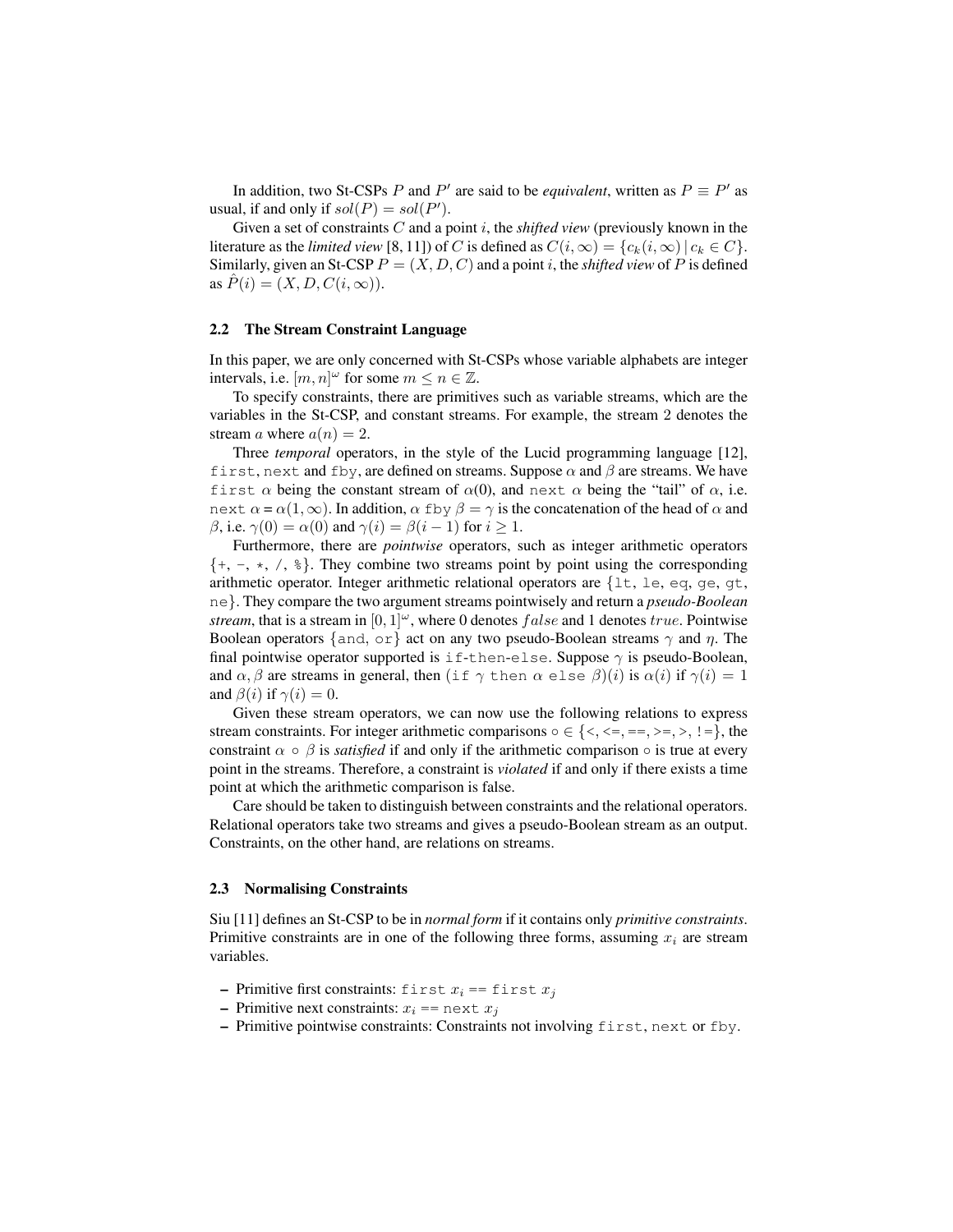In addition, two St-CSPs $P$ and $P'$ are said to be *equivalent*, written as $P \equiv P'$ as usual, if and only if $sol(P) = sol(P')$.

Given a set of constraints $C$ and a point $i$, the *shifted view* (previously known in the literature as the *limited view* [8, 11]) of $C$ is defined as $C(i, \infty) = \{c_k(i, \infty) \mid c_k \in C\}$. Similarly, given an St-CSP $P = (X, D, C)$ and a point $i$, the *shifted view* of $P$ is defined as $\hat{P}(i) = (X, D, C(i, \infty))$.

### 2.2 The Stream Constraint Language

In this paper, we are only concerned with St-CSPs whose variable alphabets are integer intervals, i.e. $[m, n]^\omega$ for some $m \leq n \in \mathbb{Z}$.

To specify constraints, there are primitives such as variable streams, which are the variables in the St-CSP, and constant streams. For example, the stream 2 denotes the stream $a$ where $a(n) = 2$.

Three *temporal* operators, in the style of the Lucid programming language [12], `first`, `next` and `fby`, are defined on streams. Suppose $\alpha$ and $\beta$ are streams. We have `first` $\alpha$ being the constant stream of $\alpha(0)$, and `next` $\alpha$ being the "tail" of $\alpha$, i.e. `next` $\alpha = \alpha(1, \infty)$. In addition, $\alpha$ `fby` $\beta = \gamma$ is the concatenation of the head of $\alpha$ and $\beta$, i.e. $\gamma(0) = \alpha(0)$ and $\gamma(i) = \beta(i-1)$ for $i \geq 1$.

Furthermore, there are *pointwise* operators, such as integer arithmetic operators {`+`, `-`, `*`, `/`, `%`}. They combine two streams point by point using the corresponding arithmetic operator. Integer arithmetic relational operators are {`lt`, `le`, `eq`, `ge`, `gt`, `ne`}. They compare the two argument streams pointwisely and return a ***pseudo-Boolean stream***, that is a stream in $[0, 1]^\omega$, where 0 denotes $false$ and 1 denotes $true$. Pointwise Boolean operators {`and`, `or`} act on any two pseudo-Boolean streams $\gamma$ and $\eta$. The final pointwise operator supported is `if-then-else`. Suppose $\gamma$ is pseudo-Boolean, and $\alpha, \beta$ are streams in general, then (`if` $\gamma$ `then` $\alpha$ `else` $\beta$)$(i)$ is $\alpha(i)$ if $\gamma(i) = 1$ and $\beta(i)$ if $\gamma(i) = 0$.

Given these stream operators, we can now use the following relations to express stream constraints. For integer arithmetic comparisons $\circ \in$ {`<`, `<=`, `==`, `>=`, `>`, `!=`}, the constraint $\alpha \circ \beta$ is *satisfied* if and only if the arithmetic comparison $\circ$ is true at every point in the streams. Therefore, a constraint is *violated* if and only if there exists a time point at which the arithmetic comparison is false.

Care should be taken to distinguish between constraints and the relational operators. Relational operators take two streams and gives a pseudo-Boolean stream as an output. Constraints, on the other hand, are relations on streams.

### 2.3 Normalising Constraints

Siu [11] defines an St-CSP to be in *normal form* if it contains only *primitive constraints*. Primitive constraints are in one of the following three forms, assuming $x_i$ are stream variables.

- Primitive first constraints: `first` $x_i$ `==` `first` $x_j$
- Primitive next constraints: $x_i$ `==` `next` $x_j$
- Primitive pointwise constraints: Constraints not involving `first`, `next` or `fby`.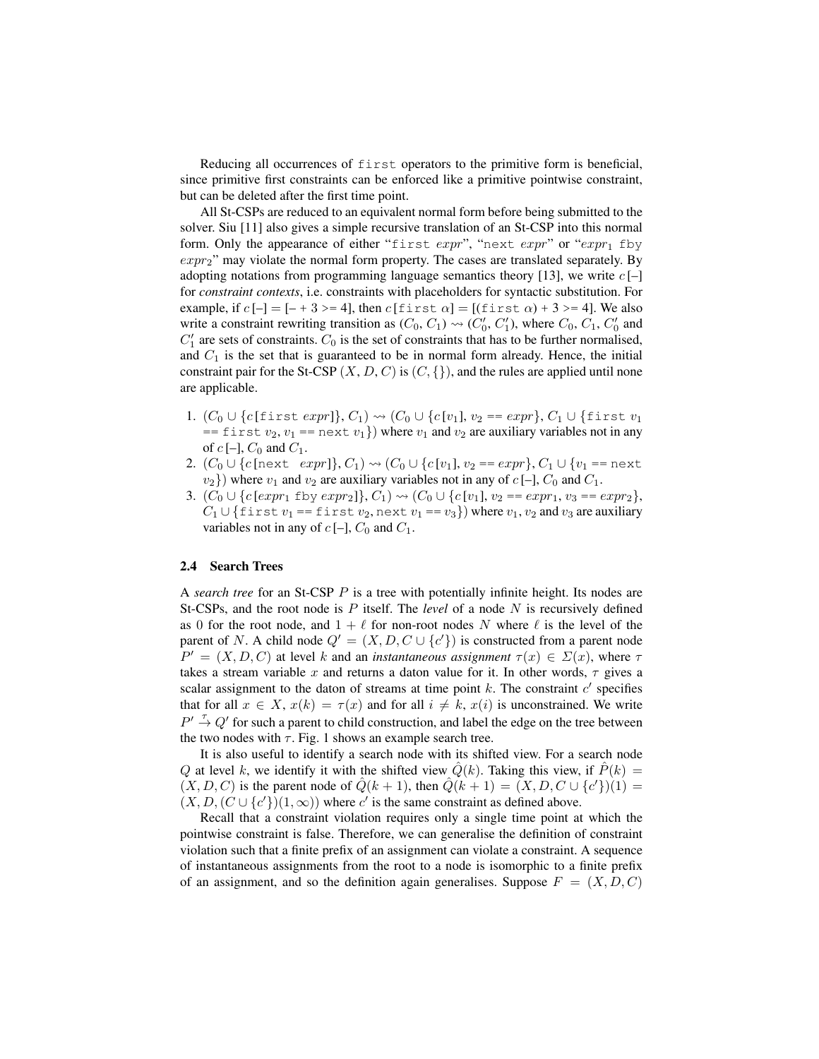Reducing all occurrences of `first` operators to the primitive form is beneficial, since primitive first constraints can be enforced like a primitive pointwise constraint, but can be deleted after the first time point.

All St-CSPs are reduced to an equivalent normal form before being submitted to the solver. Siu [11] also gives a simple recursive translation of an St-CSP into this normal form. Only the appearance of either "`first` *expr*", "`next` *expr*" or "$expr_1$ `fby` $expr_2$" may violate the normal form property. The cases are translated separately. By adopting notations from programming language semantics theory [13], we write $c\,[–]$ for *constraint contexts*, i.e. constraints with placeholders for syntactic substitution. For example, if $c\,[–] = [– + 3 >= 4]$, then $c\,[\texttt{first}\ \alpha] = [(\texttt{first}\ \alpha) + 3 >= 4]$. We also write a constraint rewriting transition as $(C_0, C_1) \rightsquigarrow (C_0', C_1')$, where $C_0$, $C_1$, $C_0'$ and $C_1'$ are sets of constraints. $C_0$ is the set of constraints that has to be further normalised, and $C_1$ is the set that is guaranteed to be in normal form already. Hence, the initial constraint pair for the St-CSP $(X, D, C)$ is $(C, \{\})$, and the rules are applied until none are applicable.

1. $(C_0 \cup \{c\,[\texttt{first}\ expr]\}, C_1) \rightsquigarrow (C_0 \cup \{c\,[v_1], v_2 == expr\}, C_1 \cup \{\texttt{first}\ v_1 == \texttt{first}\ v_2, v_1 == \texttt{next}\ v_1\})$ where $v_1$ and $v_2$ are auxiliary variables not in any of $c\,[–]$, $C_0$ and $C_1$.
2. $(C_0 \cup \{c\,[\texttt{next}\ \ expr]\}, C_1) \rightsquigarrow (C_0 \cup \{c\,[v_1], v_2 == expr\}, C_1 \cup \{v_1 == \texttt{next}\ v_2\})$ where $v_1$ and $v_2$ are auxiliary variables not in any of $c\,[–]$, $C_0$ and $C_1$.
3. $(C_0 \cup \{c\,[expr_1\ \texttt{fby}\ expr_2]\}, C_1) \rightsquigarrow (C_0 \cup \{c\,[v_1], v_2 == expr_1, v_3 == expr_2\}, C_1 \cup \{\texttt{first}\ v_1 == \texttt{first}\ v_2, \texttt{next}\ v_1 == v_3\})$ where $v_1$, $v_2$ and $v_3$ are auxiliary variables not in any of $c\,[–]$, $C_0$ and $C_1$.

### 2.4 Search Trees

A *search tree* for an St-CSP $P$ is a tree with potentially infinite height. Its nodes are St-CSPs, and the root node is $P$ itself. The *level* of a node $N$ is recursively defined as 0 for the root node, and $1 + \ell$ for non-root nodes $N$ where $\ell$ is the level of the parent of $N$. A child node $Q' = (X, D, C \cup \{c'\})$ is constructed from a parent node $P' = (X, D, C)$ at level $k$ and an *instantaneous assignment* $\tau(x) \in \Sigma(x)$, where $\tau$ takes a stream variable $x$ and returns a daton value for it. In other words, $\tau$ gives a scalar assignment to the daton of streams at time point $k$. The constraint $c'$ specifies that for all $x \in X$, $x(k) = \tau(x)$ and for all $i \neq k$, $x(i)$ is unconstrained. We write $P' \xrightarrow{\tau} Q'$ for such a parent to child construction, and label the edge on the tree between the two nodes with $\tau$. Fig. 1 shows an example search tree.

It is also useful to identify a search node with its shifted view. For a search node $Q$ at level $k$, we identify it with the shifted view $\hat{Q}(k)$. Taking this view, if $\hat{P}(k) = (X, D, C)$ is the parent node of $\hat{Q}(k+1)$, then $\hat{Q}(k+1) = (X, D, C \cup \{c'\})(1) = (X, D, (C \cup \{c'\})(1, \infty))$ where $c'$ is the same constraint as defined above.

Recall that a constraint violation requires only a single time point at which the pointwise constraint is false. Therefore, we can generalise the definition of constraint violation such that a finite prefix of an assignment can violate a constraint. A sequence of instantaneous assignments from the root to a node is isomorphic to a finite prefix of an assignment, and so the definition again generalises. Suppose $F = (X, D, C)$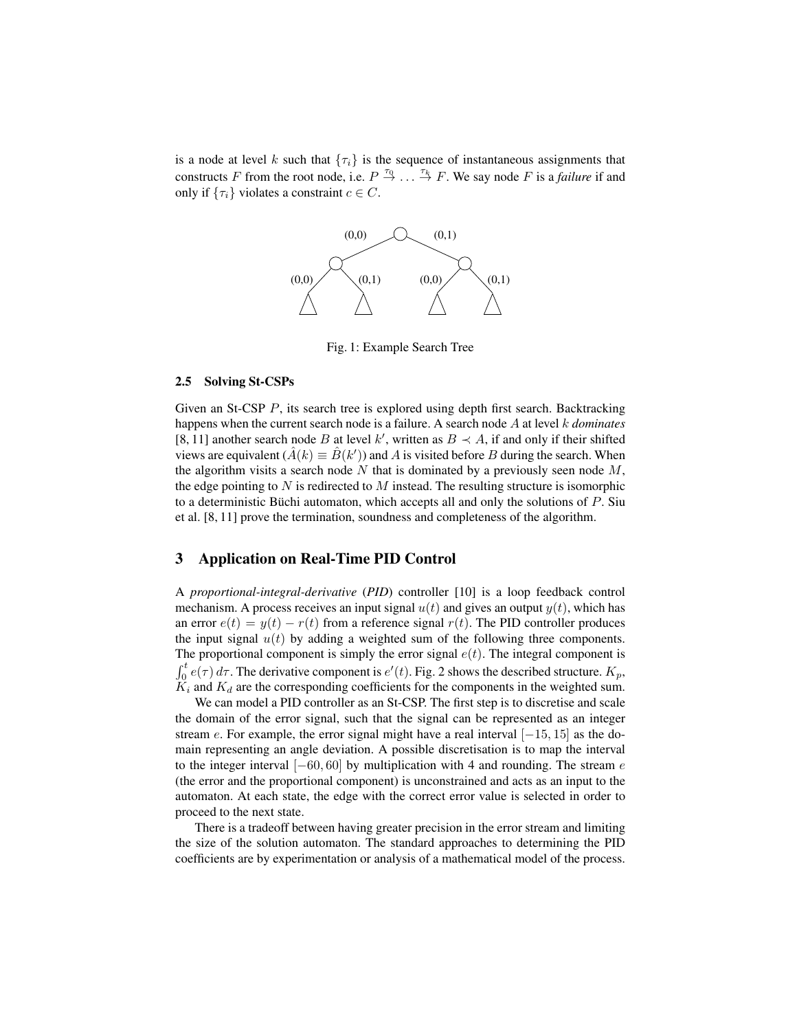is a node at level $k$ such that $\{\tau_i\}$ is the sequence of instantaneous assignments that constructs $F$ from the root node, i.e. $P \xrightarrow{\tau_0} \ldots \xrightarrow{\tau_k} F$. We say node $F$ is a *failure* if and only if $\{\tau_i\}$ violates a constraint $c \in C$.

Fig. 1: Example Search Tree

### 2.5 Solving St-CSPs

Given an St-CSP $P$, its search tree is explored using depth first search. Backtracking happens when the current search node is a failure. A search node $A$ at level $k$ *dominates* [8, 11] another search node $B$ at level $k'$, written as $B \prec A$, if and only if their shifted views are equivalent ($\hat{A}(k) \equiv \hat{B}(k')$) and $A$ is visited before $B$ during the search. When the algorithm visits a search node $N$ that is dominated by a previously seen node $M$, the edge pointing to $N$ is redirected to $M$ instead. The resulting structure is isomorphic to a deterministic Büchi automaton, which accepts all and only the solutions of $P$. Siu et al. [8, 11] prove the termination, soundness and completeness of the algorithm.

## 3 Application on Real-Time PID Control

A *proportional-integral-derivative* (*PID*) controller [10] is a loop feedback control mechanism. A process receives an input signal $u(t)$ and gives an output $y(t)$, which has an error $e(t) = y(t) - r(t)$ from a reference signal $r(t)$. The PID controller produces the input signal $u(t)$ by adding a weighted sum of the following three components. The proportional component is simply the error signal $e(t)$. The integral component is $\int_0^t e(\tau)\, d\tau$. The derivative component is $e'(t)$. Fig. 2 shows the described structure. $K_p$, $K_i$ and $K_d$ are the corresponding coefficients for the components in the weighted sum.

We can model a PID controller as an St-CSP. The first step is to discretise and scale the domain of the error signal, such that the signal can be represented as an integer stream $e$. For example, the error signal might have a real interval $[-15, 15]$ as the domain representing an angle deviation. A possible discretisation is to map the interval to the integer interval $[-60, 60]$ by multiplication with 4 and rounding. The stream $e$ (the error and the proportional component) is unconstrained and acts as an input to the automaton. At each state, the edge with the correct error value is selected in order to proceed to the next state.

There is a tradeoff between having greater precision in the error stream and limiting the size of the solution automaton. The standard approaches to determining the PID coefficients are by experimentation or analysis of a mathematical model of the process.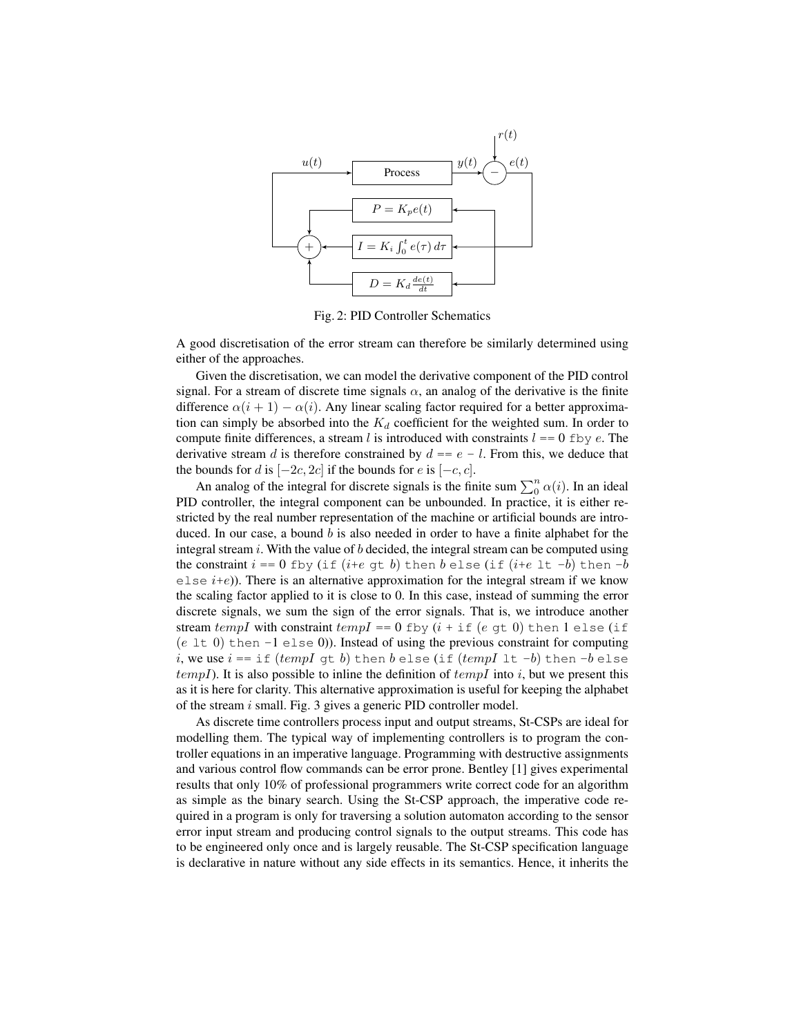Fig. 2: PID Controller Schematics

A good discretisation of the error stream can therefore be similarly determined using either of the approaches.

Given the discretisation, we can model the derivative component of the PID control signal. For a stream of discrete time signals $\alpha$, an analog of the derivative is the finite difference $\alpha(i+1) - \alpha(i)$. Any linear scaling factor required for a better approximation can simply be absorbed into the $K_d$ coefficient for the weighted sum. In order to compute finite differences, a stream $l$ is introduced with constraints $l$ == 0 `fby` $e$. The derivative stream $d$ is therefore constrained by $d$ == $e$ − $l$. From this, we deduce that the bounds for $d$ is $[-2c, 2c]$ if the bounds for $e$ is $[-c, c]$.

An analog of the integral for discrete signals is the finite sum $\sum_0^n \alpha(i)$. In an ideal PID controller, the integral component can be unbounded. In practice, it is either restricted by the real number representation of the machine or artificial bounds are introduced. In our case, a bound $b$ is also needed in order to have a finite alphabet for the integral stream $i$. With the value of $b$ decided, the integral stream can be computed using the constraint $i$ == 0 `fby` (`if` ($i$+$e$ `gt` $b$) `then` $b$ `else` (`if` ($i$+$e$ `lt` −$b$) `then` −$b$ `else` $i$+$e$)). There is an alternative approximation for the integral stream if we know the scaling factor applied to it is close to 0. In this case, instead of summing the error discrete signals, we sum the sign of the error signals. That is, we introduce another stream $tempI$ with constraint $tempI$ == 0 `fby` ($i$ + `if` ($e$ `gt` 0) `then` 1 `else` (`if` ($e$ `lt` 0) `then` −1 `else` 0)). Instead of using the previous constraint for computing $i$, we use $i$ == `if` ($tempI$ `gt` $b$) `then` $b$ `else` (`if` ($tempI$ `lt` −$b$) `then` −$b$ `else` $tempI$). It is also possible to inline the definition of $tempI$ into $i$, but we present this as it is here for clarity. This alternative approximation is useful for keeping the alphabet of the stream $i$ small. Fig. 3 gives a generic PID controller model.

As discrete time controllers process input and output streams, St-CSPs are ideal for modelling them. The typical way of implementing controllers is to program the controller equations in an imperative language. Programming with destructive assignments and various control flow commands can be error prone. Bentley [1] gives experimental results that only 10% of professional programmers write correct code for an algorithm as simple as the binary search. Using the St-CSP approach, the imperative code required in a program is only for traversing a solution automaton according to the sensor error input stream and producing control signals to the output streams. This code has to be engineered only once and is largely reusable. The St-CSP specification language is declarative in nature without any side effects in its semantics. Hence, it inherits the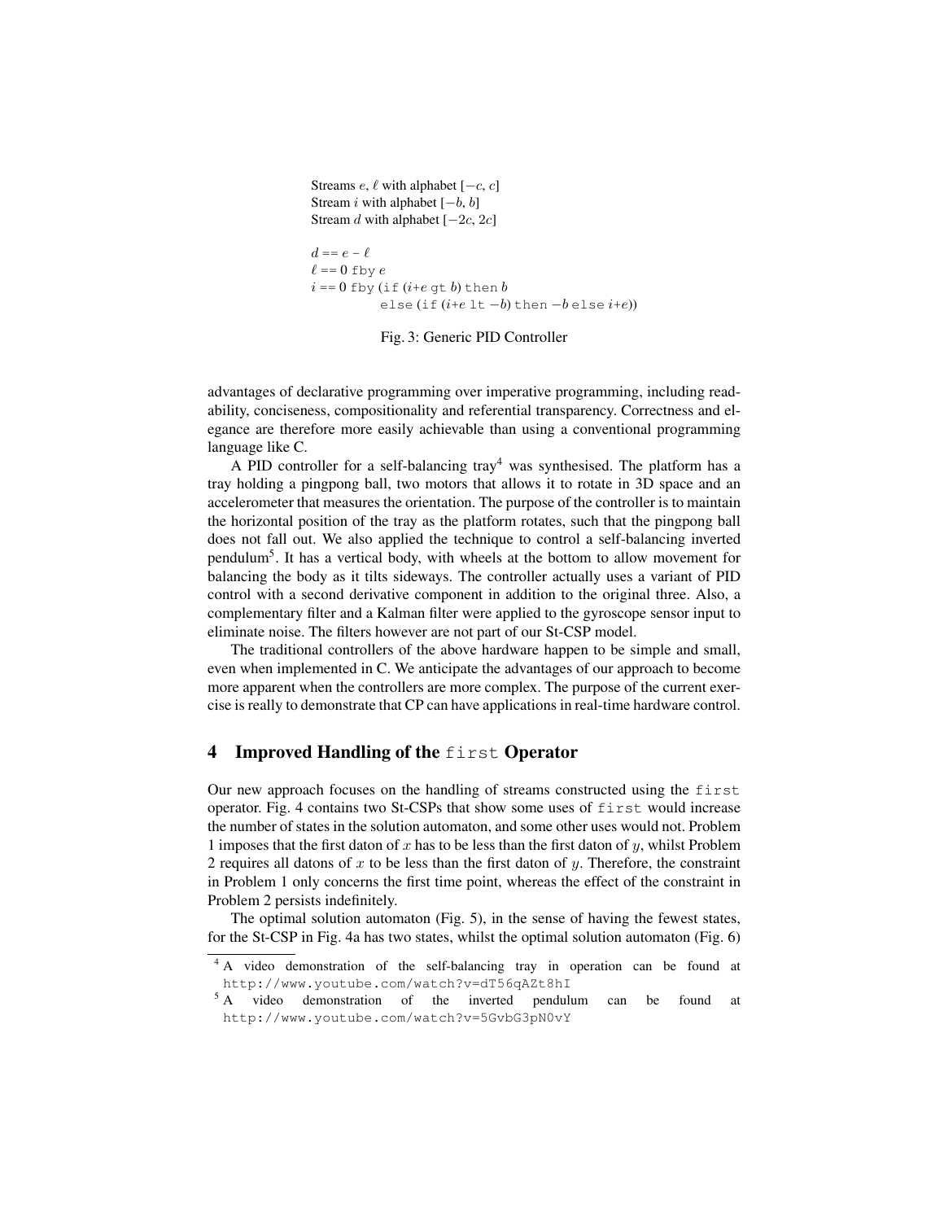Streams $e$, $\ell$ with alphabet $[-c, c]$
Stream $i$ with alphabet $[-b, b]$
Stream $d$ with alphabet $[-2c, 2c]$

```
d == e - ℓ
ℓ == 0 fby e
i == 0 fby (if (i+e gt b) then b
           else (if (i+e lt −b) then −b else i+e))
```

Fig. 3: Generic PID Controller

advantages of declarative programming over imperative programming, including readability, conciseness, compositionality and referential transparency. Correctness and elegance are therefore more easily achievable than using a conventional programming language like C.

A PID controller for a self-balancing tray[4] was synthesised. The platform has a tray holding a pingpong ball, two motors that allows it to rotate in 3D space and an accelerometer that measures the orientation. The purpose of the controller is to maintain the horizontal position of the tray as the platform rotates, such that the pingpong ball does not fall out. We also applied the technique to control a self-balancing inverted pendulum[5]. It has a vertical body, with wheels at the bottom to allow movement for balancing the body as it tilts sideways. The controller actually uses a variant of PID control with a second derivative component in addition to the original three. Also, a complementary filter and a Kalman filter were applied to the gyroscope sensor input to eliminate noise. The filters however are not part of our St-CSP model.

The traditional controllers of the above hardware happen to be simple and small, even when implemented in C. We anticipate the advantages of our approach to become more apparent when the controllers are more complex. The purpose of the current exercise is really to demonstrate that CP can have applications in real-time hardware control.

## 4 Improved Handling of the `first` Operator

Our new approach focuses on the handling of streams constructed using the `first` operator. Fig. 4 contains two St-CSPs that show some uses of `first` would increase the number of states in the solution automaton, and some other uses would not. Problem 1 imposes that the first daton of $x$ has to be less than the first daton of $y$, whilst Problem 2 requires all datons of $x$ to be less than the first daton of $y$. Therefore, the constraint in Problem 1 only concerns the first time point, whereas the effect of the constraint in Problem 2 persists indefinitely.

The optimal solution automaton (Fig. 5), in the sense of having the fewest states, for the St-CSP in Fig. 4a has two states, whilst the optimal solution automaton (Fig. 6)

[4] A video demonstration of the self-balancing tray in operation can be found at http://www.youtube.com/watch?v=dT56qAZt8hI

[5] A video demonstration of the inverted pendulum can be found at http://www.youtube.com/watch?v=5GvbG3pN0vY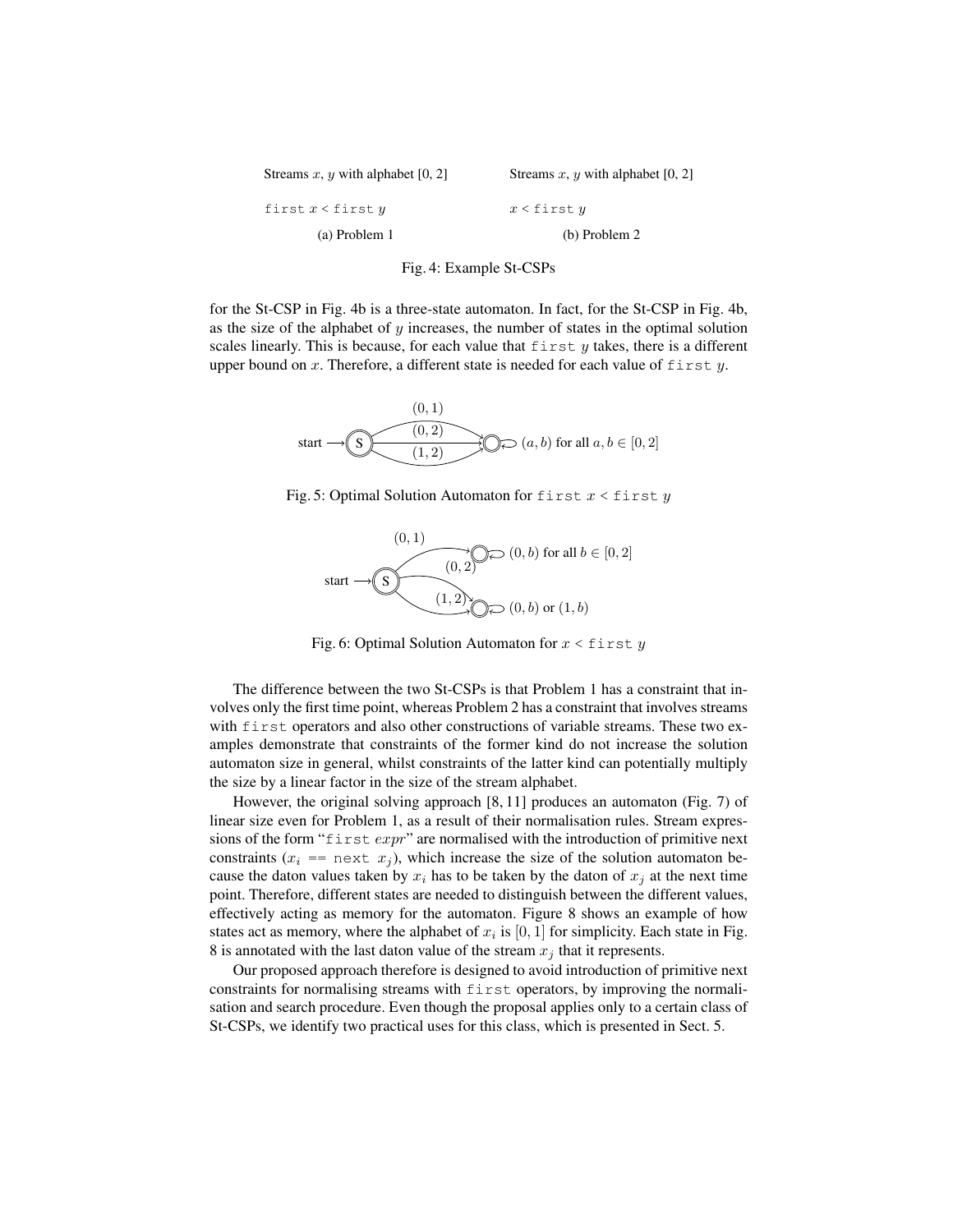Streams $x$, $y$ with alphabet [0, 2]

`first` $x$ < `first` $y$

(a) Problem 1

Streams $x$, $y$ with alphabet [0, 2]

$x$ < `first` $y$

(b) Problem 2

Fig. 4: Example St-CSPs

for the St-CSP in Fig. 4b is a three-state automaton. In fact, for the St-CSP in Fig. 4b, as the size of the alphabet of $y$ increases, the number of states in the optimal solution scales linearly. This is because, for each value that `first` $y$ takes, there is a different upper bound on $x$. Therefore, a different state is needed for each value of `first` $y$.

Fig. 5: Optimal Solution Automaton for `first` $x$ < `first` $y$

Fig. 6: Optimal Solution Automaton for $x$ < `first` $y$

The difference between the two St-CSPs is that Problem 1 has a constraint that involves only the first time point, whereas Problem 2 has a constraint that involves streams with `first` operators and also other constructions of variable streams. These two examples demonstrate that constraints of the former kind do not increase the solution automaton size in general, whilst constraints of the latter kind can potentially multiply the size by a linear factor in the size of the stream alphabet.

However, the original solving approach [8, 11] produces an automaton (Fig. 7) of linear size even for Problem 1, as a result of their normalisation rules. Stream expressions of the form "`first` $expr$" are normalised with the introduction of primitive next constraints ($x_i$ `==` `next` $x_j$), which increase the size of the solution automaton because the daton values taken by $x_i$ has to be taken by the daton of $x_j$ at the next time point. Therefore, different states are needed to distinguish between the different values, effectively acting as memory for the automaton. Figure 8 shows an example of how states act as memory, where the alphabet of $x_i$ is $[0, 1]$ for simplicity. Each state in Fig. 8 is annotated with the last daton value of the stream $x_j$ that it represents.

Our proposed approach therefore is designed to avoid introduction of primitive next constraints for normalising streams with `first` operators, by improving the normalisation and search procedure. Even though the proposal applies only to a certain class of St-CSPs, we identify two practical uses for this class, which is presented in Sect. 5.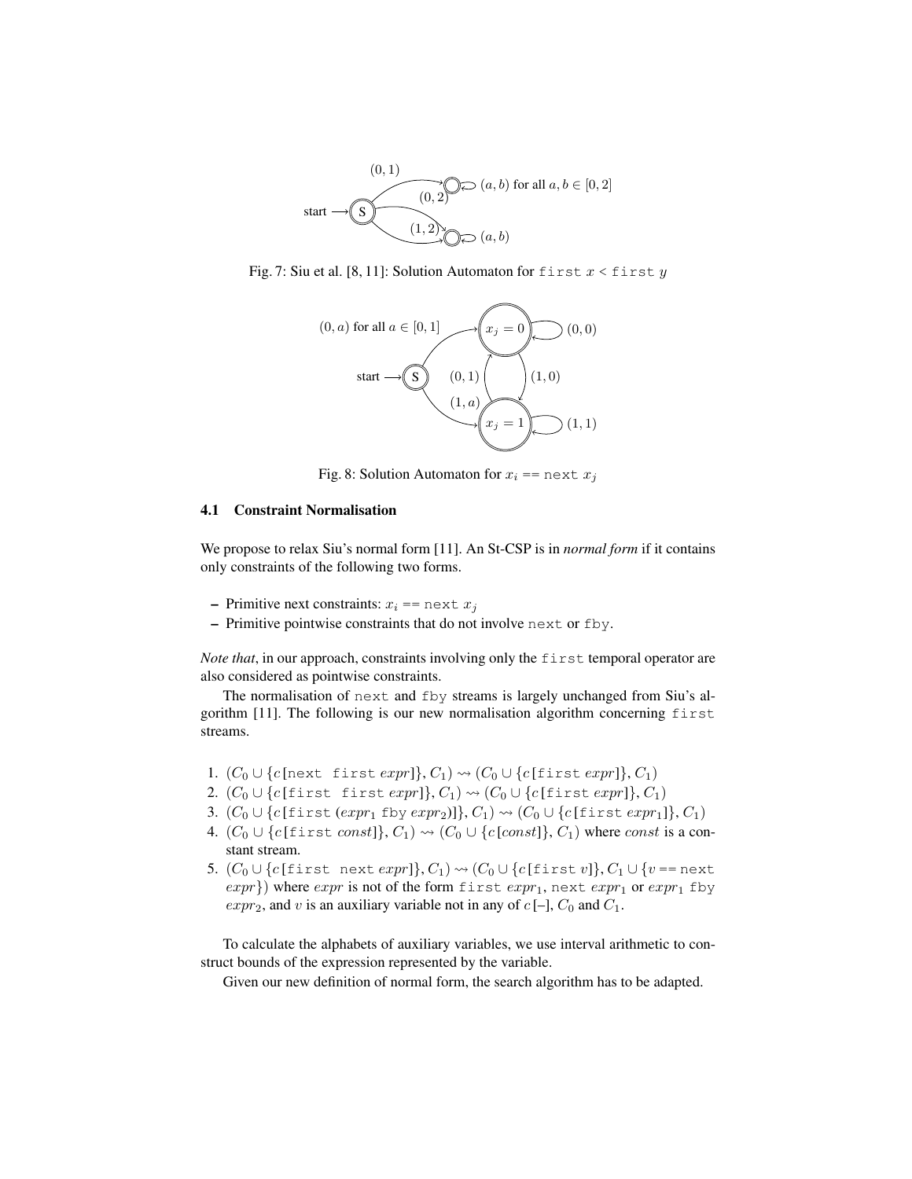Fig. 7: Siu et al. [8, 11]: Solution Automaton for `first` $x$ `<` `first` $y$

Fig. 8: Solution Automaton for $x_i$ `==` `next` $x_j$

### 4.1 Constraint Normalisation

We propose to relax Siu's normal form [11]. An St-CSP is in *normal form* if it contains only constraints of the following two forms.

- Primitive next constraints: $x_i$ `==` `next` $x_j$
- Primitive pointwise constraints that do not involve `next` or `fby`.

*Note that*, in our approach, constraints involving only the `first` temporal operator are also considered as pointwise constraints.

The normalisation of `next` and `fby` streams is largely unchanged from Siu's algorithm [11]. The following is our new normalisation algorithm concerning `first` streams.

1. $(C_0 \cup \{c[\texttt{next first}\ expr]\}, C_1) \rightsquigarrow (C_0 \cup \{c[\texttt{first}\ expr]\}, C_1)$
2. $(C_0 \cup \{c[\texttt{first first}\ expr]\}, C_1) \rightsquigarrow (C_0 \cup \{c[\texttt{first}\ expr]\}, C_1)$
3. $(C_0 \cup \{c[\texttt{first}\ (expr_1\ \texttt{fby}\ expr_2)]\}, C_1) \rightsquigarrow (C_0 \cup \{c[\texttt{first}\ expr_1]\}, C_1)$
4. $(C_0 \cup \{c[\texttt{first}\ const]\}, C_1) \rightsquigarrow (C_0 \cup \{c[const]\}, C_1)$ where $const$ is a constant stream.
5. $(C_0 \cup \{c[\texttt{first next}\ expr]\}, C_1) \rightsquigarrow (C_0 \cup \{c[\texttt{first}\ v]\}, C_1 \cup \{v \texttt{ == next}\ expr\})$ where $expr$ is not of the form `first` $expr_1$, `next` $expr_1$ or $expr_1$ `fby` $expr_2$, and $v$ is an auxiliary variable not in any of $c[-]$, $C_0$ and $C_1$.

To calculate the alphabets of auxiliary variables, we use interval arithmetic to construct bounds of the expression represented by the variable.

Given our new definition of normal form, the search algorithm has to be adapted.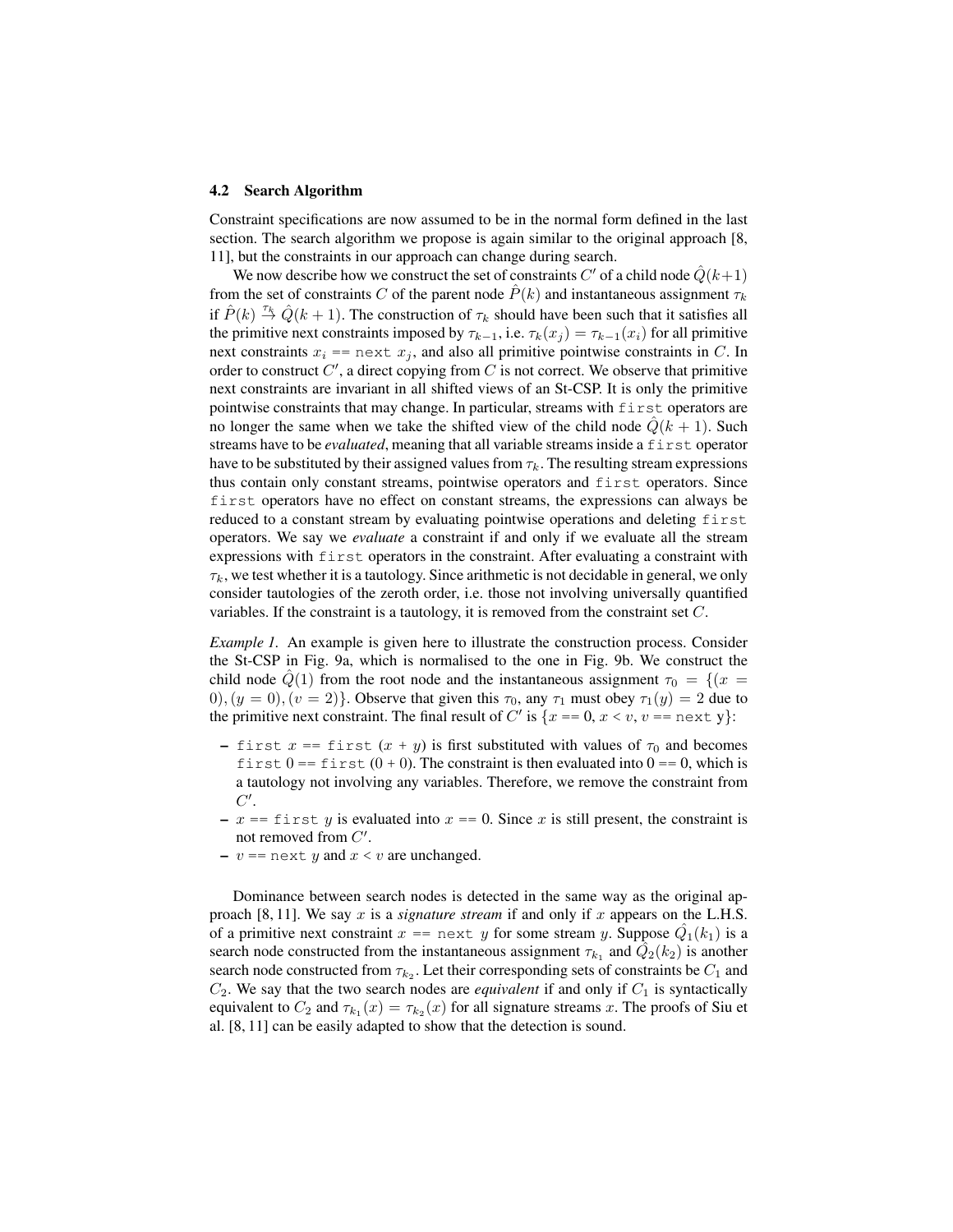### 4.2 Search Algorithm

Constraint specifications are now assumed to be in the normal form defined in the last section. The search algorithm we propose is again similar to the original approach [8, 11], but the constraints in our approach can change during search.

We now describe how we construct the set of constraints $C'$ of a child node $\hat{Q}(k+1)$ from the set of constraints $C$ of the parent node $\hat{P}(k)$ and instantaneous assignment $\tau_k$ if $\hat{P}(k) \xrightarrow{\tau_k} \hat{Q}(k+1)$. The construction of $\tau_k$ should have been such that it satisfies all the primitive next constraints imposed by $\tau_{k-1}$, i.e. $\tau_k(x_j) = \tau_{k-1}(x_i)$ for all primitive next constraints $x_i$ `==` `next` $x_j$, and also all primitive pointwise constraints in $C$. In order to construct $C'$, a direct copying from $C$ is not correct. We observe that primitive next constraints are invariant in all shifted views of an St-CSP. It is only the primitive pointwise constraints that may change. In particular, streams with `first` operators are no longer the same when we take the shifted view of the child node $\hat{Q}(k+1)$. Such streams have to be *evaluated*, meaning that all variable streams inside a `first` operator have to be substituted by their assigned values from $\tau_k$. The resulting stream expressions thus contain only constant streams, pointwise operators and `first` operators. Since `first` operators have no effect on constant streams, the expressions can always be reduced to a constant stream by evaluating pointwise operations and deleting `first` operators. We say we *evaluate* a constraint if and only if we evaluate all the stream expressions with `first` operators in the constraint. After evaluating a constraint with $\tau_k$, we test whether it is a tautology. Since arithmetic is not decidable in general, we only consider tautologies of the zeroth order, i.e. those not involving universally quantified variables. If the constraint is a tautology, it is removed from the constraint set $C$.

*Example 1.* An example is given here to illustrate the construction process. Consider the St-CSP in Fig. 9a, which is normalised to the one in Fig. 9b. We construct the child node $\hat{Q}(1)$ from the root node and the instantaneous assignment $\tau_0 = \{(x = 0), (y = 0), (v = 2)\}$. Observe that given this $\tau_0$, any $\tau_1$ must obey $\tau_1(y) = 2$ due to the primitive next constraint. The final result of $C'$ is $\{x$ `==` $0$, $x < v$, $v$ `==` `next` y$\}$:

- `first` $x$ `==` `first` $(x + y)$ is first substituted with values of $\tau_0$ and becomes `first` $0$ `==` `first` $(0 + 0)$. The constraint is then evaluated into $0$ `==` $0$, which is a tautology not involving any variables. Therefore, we remove the constraint from $C'$.
- $x$ `==` `first` $y$ is evaluated into $x$ `==` $0$. Since $x$ is still present, the constraint is not removed from $C'$.
- $v$ `==` `next` $y$ and $x < v$ are unchanged.

Dominance between search nodes is detected in the same way as the original approach [8, 11]. We say $x$ is a *signature stream* if and only if $x$ appears on the L.H.S. of a primitive next constraint $x$ `==` `next` $y$ for some stream $y$. Suppose $\hat{Q}_1(k_1)$ is a search node constructed from the instantaneous assignment $\tau_{k_1}$ and $\hat{Q}_2(k_2)$ is another search node constructed from $\tau_{k_2}$. Let their corresponding sets of constraints be $C_1$ and $C_2$. We say that the two search nodes are *equivalent* if and only if $C_1$ is syntactically equivalent to $C_2$ and $\tau_{k_1}(x) = \tau_{k_2}(x)$ for all signature streams $x$. The proofs of Siu et al. [8, 11] can be easily adapted to show that the detection is sound.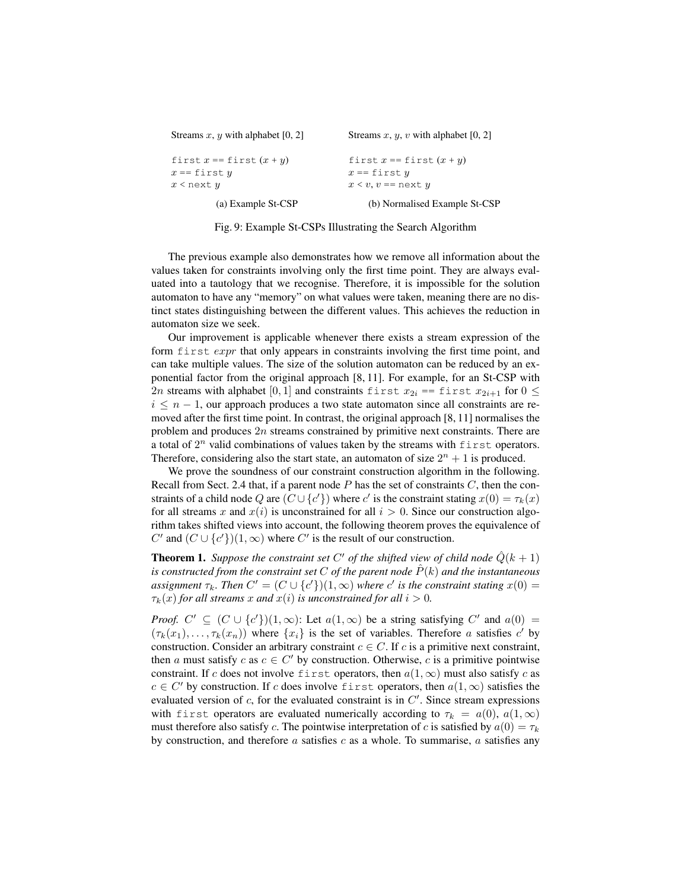| Streams $x$, $y$ with alphabet [0, 2] | Streams $x$, $y$, $v$ with alphabet [0, 2] |
|---|---|
| `first` $x$ == `first` ($x$ + $y$) | `first` $x$ == `first` ($x$ + $y$) |
| $x$ == `first` $y$ | $x$ == `first` $y$ |
| $x$ < `next` $y$ | $x$ < $v$, $v$ == `next` $y$ |
| (a) Example St-CSP | (b) Normalised Example St-CSP |

Fig. 9: Example St-CSPs Illustrating the Search Algorithm

The previous example also demonstrates how we remove all information about the values taken for constraints involving only the first time point. They are always evaluated into a tautology that we recognise. Therefore, it is impossible for the solution automaton to have any "memory" on what values were taken, meaning there are no distinct states distinguishing between the different values. This achieves the reduction in automaton size we seek.

Our improvement is applicable whenever there exists a stream expression of the form `first` *expr* that only appears in constraints involving the first time point, and can take multiple values. The size of the solution automaton can be reduced by an exponential factor from the original approach [8, 11]. For example, for an St-CSP with $2n$ streams with alphabet $[0, 1]$ and constraints `first` $x_{2i}$ == `first` $x_{2i+1}$ for $0 \leq i \leq n-1$, our approach produces a two state automaton since all constraints are removed after the first time point. In contrast, the original approach [8, 11] normalises the problem and produces $2n$ streams constrained by primitive next constraints. There are a total of $2^n$ valid combinations of values taken by the streams with `first` operators. Therefore, considering also the start state, an automaton of size $2^n + 1$ is produced.

We prove the soundness of our constraint construction algorithm in the following. Recall from Sect. 2.4 that, if a parent node $P$ has the set of constraints $C$, then the constraints of a child node $Q$ are $(C \cup \{c'\})$ where $c'$ is the constraint stating $x(0) = \tau_k(x)$ for all streams $x$ and $x(i)$ is unconstrained for all $i > 0$. Since our construction algorithm takes shifted views into account, the following theorem proves the equivalence of $C'$ and $(C \cup \{c'\})(1, \infty)$ where $C'$ is the result of our construction.

**Theorem 1.** *Suppose the constraint set $C'$ of the shifted view of child node $\hat{Q}(k+1)$ is constructed from the constraint set $C$ of the parent node $\hat{P}(k)$ and the instantaneous assignment $\tau_k$. Then $C' = (C \cup \{c'\})(1, \infty)$ where $c'$ is the constraint stating $x(0) = \tau_k(x)$ for all streams $x$ and $x(i)$ is unconstrained for all $i > 0$.*

*Proof.* $C' \subseteq (C \cup \{c'\})(1, \infty)$: Let $a(1, \infty)$ be a string satisfying $C'$ and $a(0) = (\tau_k(x_1), \ldots, \tau_k(x_n))$ where $\{x_i\}$ is the set of variables. Therefore $a$ satisfies $c'$ by construction. Consider an arbitrary constraint $c \in C$. If $c$ is a primitive next constraint, then $a$ must satisfy $c$ as $c \in C'$ by construction. Otherwise, $c$ is a primitive pointwise constraint. If $c$ does not involve `first` operators, then $a(1, \infty)$ must also satisfy $c$ as $c \in C'$ by construction. If $c$ does involve `first` operators, then $a(1, \infty)$ satisfies the evaluated version of $c$, for the evaluated constraint is in $C'$. Since stream expressions with `first` operators are evaluated numerically according to $\tau_k = a(0)$, $a(1, \infty)$ must therefore also satisfy $c$. The pointwise interpretation of $c$ is satisfied by $a(0) = \tau_k$ by construction, and therefore $a$ satisfies $c$ as a whole. To summarise, $a$ satisfies any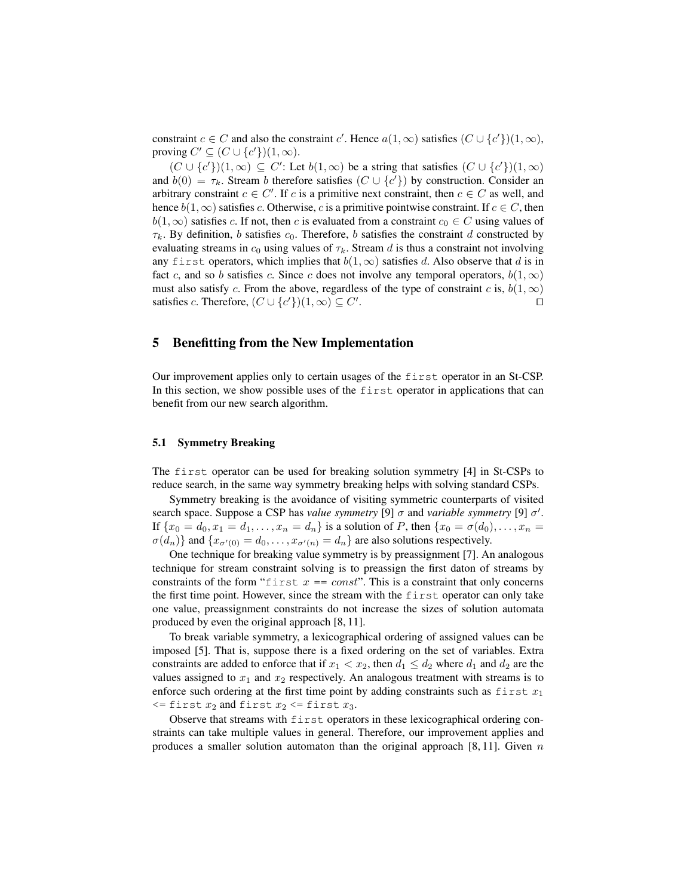constraint $c \in C$ and also the constraint $c'$. Hence $a(1, \infty)$ satisfies $(C \cup \{c'\})(1, \infty)$, proving $C' \subseteq (C \cup \{c'\})(1, \infty)$.

$(C \cup \{c'\})(1, \infty) \subseteq C'$: Let $b(1, \infty)$ be a string that satisfies $(C \cup \{c'\})(1, \infty)$ and $b(0) = \tau_k$. Stream $b$ therefore satisfies $(C \cup \{c'\})$ by construction. Consider an arbitrary constraint $c \in C'$. If $c$ is a primitive next constraint, then $c \in C$ as well, and hence $b(1, \infty)$ satisfies $c$. Otherwise, $c$ is a primitive pointwise constraint. If $c \in C$, then $b(1, \infty)$ satisfies $c$. If not, then $c$ is evaluated from a constraint $c_0 \in C$ using values of $\tau_k$. By definition, $b$ satisfies $c_0$. Therefore, $b$ satisfies the constraint $d$ constructed by evaluating streams in $c_0$ using values of $\tau_k$. Stream $d$ is thus a constraint not involving any `first` operators, which implies that $b(1, \infty)$ satisfies $d$. Also observe that $d$ is in fact $c$, and so $b$ satisfies $c$. Since $c$ does not involve any temporal operators, $b(1, \infty)$ must also satisfy $c$. From the above, regardless of the type of constraint $c$ is, $b(1, \infty)$ satisfies $c$. Therefore, $(C \cup \{c'\})(1, \infty) \subseteq C'$. □

## 5 Benefitting from the New Implementation

Our improvement applies only to certain usages of the `first` operator in an St-CSP. In this section, we show possible uses of the `first` operator in applications that can benefit from our new search algorithm.

### 5.1 Symmetry Breaking

The `first` operator can be used for breaking solution symmetry [4] in St-CSPs to reduce search, in the same way symmetry breaking helps with solving standard CSPs.

Symmetry breaking is the avoidance of visiting symmetric counterparts of visited search space. Suppose a CSP has *value symmetry* [9] $\sigma$ and *variable symmetry* [9] $\sigma'$. If $\{x_0 = d_0, x_1 = d_1, \ldots, x_n = d_n\}$ is a solution of $P$, then $\{x_0 = \sigma(d_0), \ldots, x_n = \sigma(d_n)\}$ and $\{x_{\sigma'(0)} = d_0, \ldots, x_{\sigma'(n)} = d_n\}$ are also solutions respectively.

One technique for breaking value symmetry is by preassignment [7]. An analogous technique for stream constraint solving is to preassign the first daton of streams by constraints of the form "`first` $x$ `==` $const$". This is a constraint that only concerns the first time point. However, since the stream with the `first` operator can only take one value, preassignment constraints do not increase the sizes of solution automata produced by even the original approach [8, 11].

To break variable symmetry, a lexicographical ordering of assigned values can be imposed [5]. That is, suppose there is a fixed ordering on the set of variables. Extra constraints are added to enforce that if $x_1 < x_2$, then $d_1 \leq d_2$ where $d_1$ and $d_2$ are the values assigned to $x_1$ and $x_2$ respectively. An analogous treatment with streams is to enforce such ordering at the first time point by adding constraints such as `first` $x_1$ `<= first` $x_2$ and `first` $x_2$ `<= first` $x_3$.

Observe that streams with `first` operators in these lexicographical ordering constraints can take multiple values in general. Therefore, our improvement applies and produces a smaller solution automaton than the original approach [8, 11]. Given $n$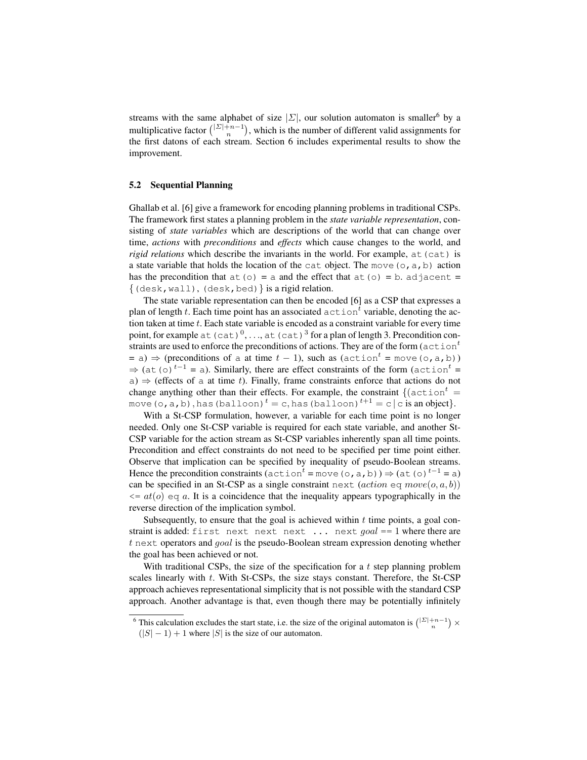streams with the same alphabet of size $|\Sigma|$, our solution automaton is smaller[6] by a multiplicative factor $\binom{|\Sigma|+n-1}{n}$, which is the number of different valid assignments for the first datons of each stream. Section 6 includes experimental results to show the improvement.

### 5.2 Sequential Planning

Ghallab et al. [6] give a framework for encoding planning problems in traditional CSPs. The framework first states a planning problem in the *state variable representation*, consisting of *state variables* which are descriptions of the world that can change over time, *actions* with *preconditions* and *effects* which cause changes to the world, and *rigid relations* which describe the invariants in the world. For example, `at(cat)` is a state variable that holds the location of the `cat` object. The `move(o,a,b)` action has the precondition that `at(o) = a` and the effect that `at(o) = b`. `adjacent` = {`(desk,wall)`, `(desk,bed)`} is a rigid relation.

The state variable representation can then be encoded [6] as a CSP that expresses a plan of length $t$. Each time point has an associated $\texttt{action}^t$ variable, denoting the action taken at time $t$. Each state variable is encoded as a constraint variable for every time point, for example $\texttt{at(cat)}^0, \ldots, \texttt{at(cat)}^3$ for a plan of length 3. Precondition constraints are used to enforce the preconditions of actions. They are of the form ($\texttt{action}^t$ = `a`) $\Rightarrow$ (preconditions of `a` at time $t-1$), such as ($\texttt{action}^t$ = `move(o,a,b)`) $\Rightarrow$ ($\texttt{at(o)}^{t-1}$ = `a`). Similarly, there are effect constraints of the form ($\texttt{action}^t$ = `a`) $\Rightarrow$ (effects of `a` at time $t$). Finally, frame constraints enforce that actions do not change anything other than their effects. For example, the constraint {($\texttt{action}^t$ = `move(o,a,b)`, $\texttt{has(balloon)}^t$ = `c`, $\texttt{has(balloon)}^{t+1}$ = `c` | `c` is an object}.

With a St-CSP formulation, however, a variable for each time point is no longer needed. Only one St-CSP variable is required for each state variable, and another St-CSP variable for the action stream as St-CSP variables inherently span all time points. Precondition and effect constraints do not need to be specified per time point either. Observe that implication can be specified by inequality of pseudo-Boolean streams. Hence the precondition constraints ($\texttt{action}^t$ = `move(o,a,b)`) $\Rightarrow$ ($\texttt{at(o)}^{t-1}$ = `a`) can be specified in an St-CSP as a single constraint `next` ($action$ `eq` $move(o,a,b)$) `<=` $at(o)$ `eq` $a$. It is a coincidence that the inequality appears typographically in the reverse direction of the implication symbol.

Subsequently, to ensure that the goal is achieved within $t$ time points, a goal constraint is added: `first next next next ... next` $goal$ `==` 1 where there are $t$ `next` operators and $goal$ is the pseudo-Boolean stream expression denoting whether the goal has been achieved or not.

With traditional CSPs, the size of the specification for a $t$ step planning problem scales linearly with $t$. With St-CSPs, the size stays constant. Therefore, the St-CSP approach achieves representational simplicity that is not possible with the standard CSP approach. Another advantage is that, even though there may be potentially infinitely

---

[6] This calculation excludes the start state, i.e. the size of the original automaton is $\binom{|\Sigma|+n-1}{n} \times (|S|-1)+1$ where $|S|$ is the size of our automaton.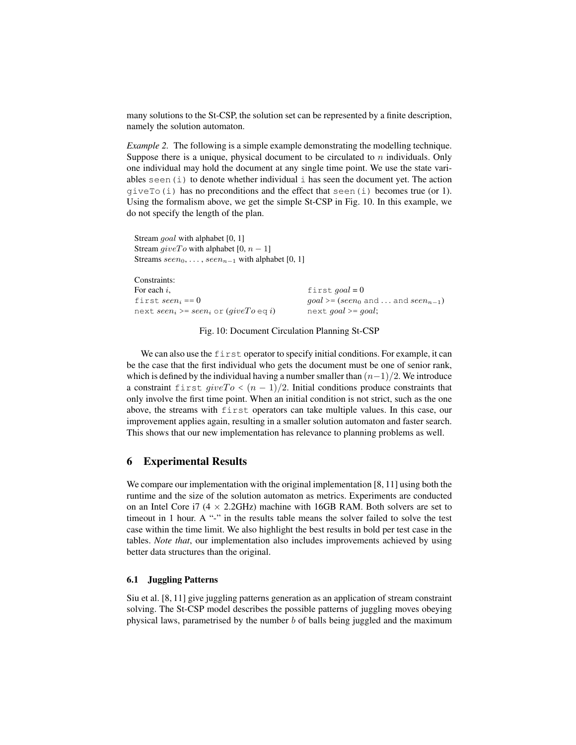many solutions to the St-CSP, the solution set can be represented by a finite description, namely the solution automaton.

*Example 2.* The following is a simple example demonstrating the modelling technique. Suppose there is a unique, physical document to be circulated to $n$ individuals. Only one individual may hold the document at any single time point. We use the state variables `seen(i)` to denote whether individual `i` has seen the document yet. The action `giveTo(i)` has no preconditions and the effect that `seen(i)` becomes true (or 1). Using the formalism above, we get the simple St-CSP in Fig. 10. In this example, we do not specify the length of the plan.

Stream $goal$ with alphabet [0, 1]
Stream $giveTo$ with alphabet [0, $n-1$]
Streams $seen_0, \ldots, seen_{n-1}$ with alphabet [0, 1]

Constraints:

| | |
|---|---|
| For each $i$, | `first` $goal$ = 0 |
| `first` $seen_i$ == 0 | $goal$ >= ($seen_0$ `and` ... `and` $seen_{n-1}$) |
| `next` $seen_i$ >= $seen_i$ `or` ($giveTo$ `eq` $i$) | `next` $goal$ >= $goal$; |

Fig. 10: Document Circulation Planning St-CSP

We can also use the `first` operator to specify initial conditions. For example, it can be the case that the first individual who gets the document must be one of senior rank, which is defined by the individual having a number smaller than $(n-1)/2$. We introduce a constraint `first` $giveTo < (n-1)/2$. Initial conditions produce constraints that only involve the first time point. When an initial condition is not strict, such as the one above, the streams with `first` operators can take multiple values. In this case, our improvement applies again, resulting in a smaller solution automaton and faster search. This shows that our new implementation has relevance to planning problems as well.

## 6 Experimental Results

We compare our implementation with the original implementation [8, 11] using both the runtime and the size of the solution automaton as metrics. Experiments are conducted on an Intel Core i7 (4 × 2.2GHz) machine with 16GB RAM. Both solvers are set to timeout in 1 hour. A "-" in the results table means the solver failed to solve the test case within the time limit. We also highlight the best results in bold per test case in the tables. *Note that*, our implementation also includes improvements achieved by using better data structures than the original.

### 6.1 Juggling Patterns

Siu et al. [8, 11] give juggling patterns generation as an application of stream constraint solving. The St-CSP model describes the possible patterns of juggling moves obeying physical laws, parametrised by the number $b$ of balls being juggled and the maximum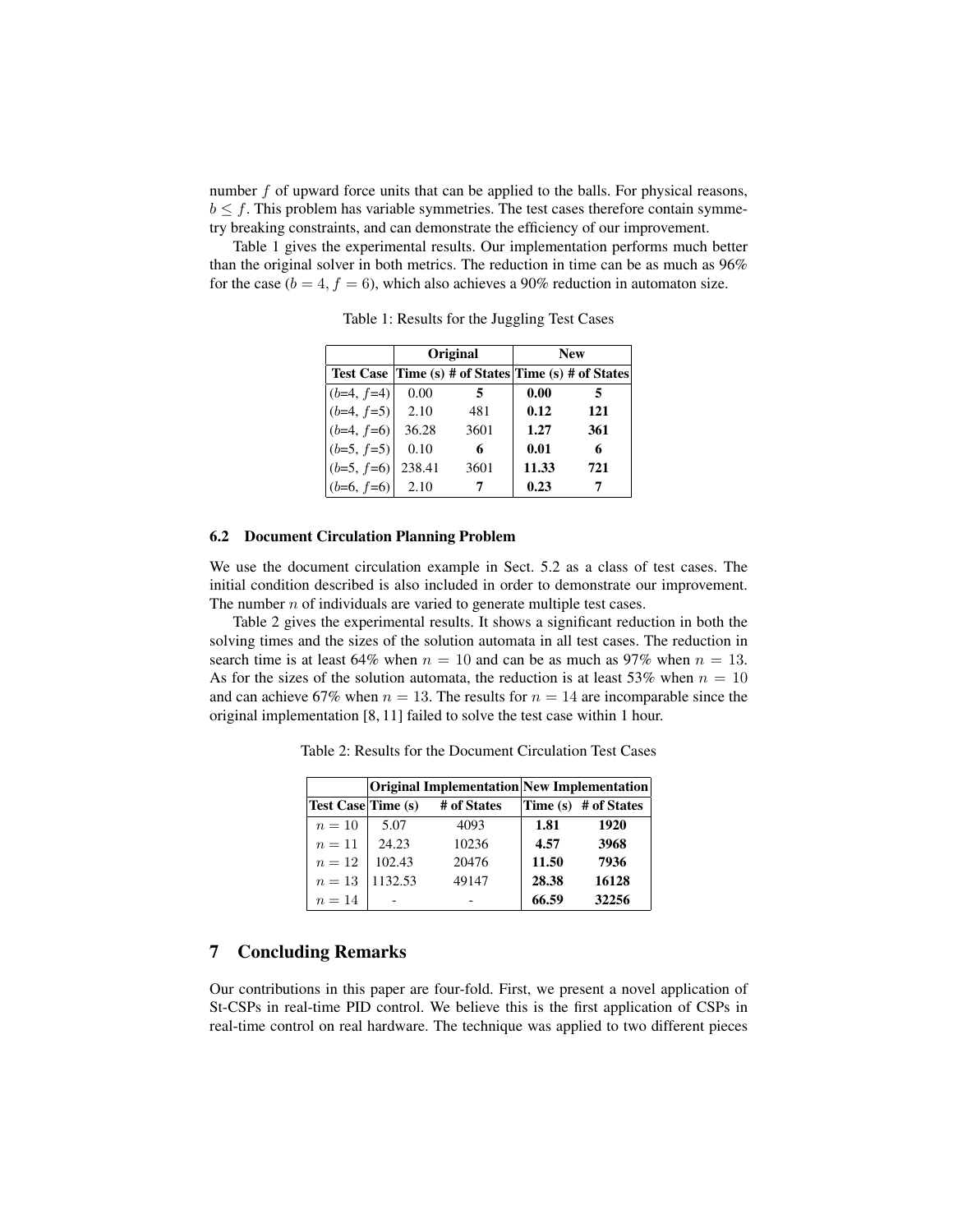number $f$ of upward force units that can be applied to the balls. For physical reasons, $b \leq f$. This problem has variable symmetries. The test cases therefore contain symmetry breaking constraints, and can demonstrate the efficiency of our improvement.

Table 1 gives the experimental results. Our implementation performs much better than the original solver in both metrics. The reduction in time can be as much as 96% for the case ($b = 4, f = 6$), which also achieves a 90% reduction in automaton size.

Table 1: Results for the Juggling Test Cases

| | Original | | New | |
|---|---|---|---|---|
| **Test Case** | **Time (s)** | **# of States** | **Time (s)** | **# of States** |
| ($b$=4, $f$=4) | 0.00 | **5** | **0.00** | **5** |
| ($b$=4, $f$=5) | 2.10 | 481 | **0.12** | **121** |
| ($b$=4, $f$=6) | 36.28 | 3601 | **1.27** | **361** |
| ($b$=5, $f$=5) | 0.10 | **6** | **0.01** | **6** |
| ($b$=5, $f$=6) | 238.41 | 3601 | **11.33** | **721** |
| ($b$=6, $f$=6) | 2.10 | **7** | **0.23** | **7** |

### 6.2 Document Circulation Planning Problem

We use the document circulation example in Sect. 5.2 as a class of test cases. The initial condition described is also included in order to demonstrate our improvement. The number $n$ of individuals are varied to generate multiple test cases.

Table 2 gives the experimental results. It shows a significant reduction in both the solving times and the sizes of the solution automata in all test cases. The reduction in search time is at least 64% when $n = 10$ and can be as much as 97% when $n = 13$. As for the sizes of the solution automata, the reduction is at least 53% when $n = 10$ and can achieve 67% when $n = 13$. The results for $n = 14$ are incomparable since the original implementation [8, 11] failed to solve the test case within 1 hour.

Table 2: Results for the Document Circulation Test Cases

| | Original Implementation | | New Implementation | |
|---|---|---|---|---|
| **Test Case** | **Time (s)** | **# of States** | **Time (s)** | **# of States** |
| $n = 10$ | 5.07 | 4093 | **1.81** | **1920** |
| $n = 11$ | 24.23 | 10236 | **4.57** | **3968** |
| $n = 12$ | 102.43 | 20476 | **11.50** | **7936** |
| $n = 13$ | 1132.53 | 49147 | **28.38** | **16128** |
| $n = 14$ | - | - | **66.59** | **32256** |

## 7 Concluding Remarks

Our contributions in this paper are four-fold. First, we present a novel application of St-CSPs in real-time PID control. We believe this is the first application of CSPs in real-time control on real hardware. The technique was applied to two different pieces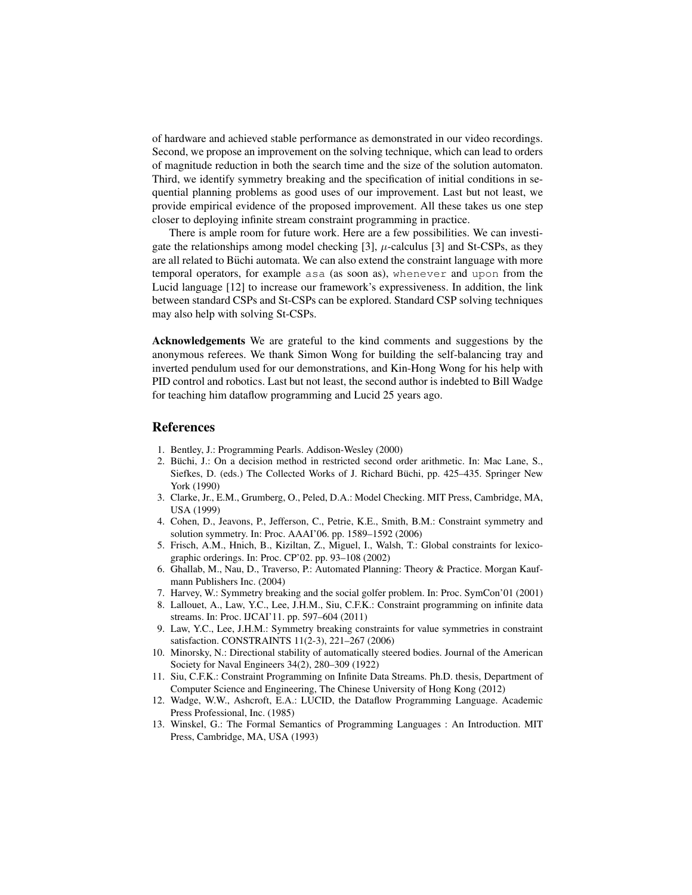of hardware and achieved stable performance as demonstrated in our video recordings. Second, we propose an improvement on the solving technique, which can lead to orders of magnitude reduction in both the search time and the size of the solution automaton. Third, we identify symmetry breaking and the specification of initial conditions in sequential planning problems as good uses of our improvement. Last but not least, we provide empirical evidence of the proposed improvement. All these takes us one step closer to deploying infinite stream constraint programming in practice.

There is ample room for future work. Here are a few possibilities. We can investigate the relationships among model checking [3], $\mu$-calculus [3] and St-CSPs, as they are all related to Büchi automata. We can also extend the constraint language with more temporal operators, for example `asa` (as soon as), `whenever` and `upon` from the Lucid language [12] to increase our framework's expressiveness. In addition, the link between standard CSPs and St-CSPs can be explored. Standard CSP solving techniques may also help with solving St-CSPs.

**Acknowledgements** We are grateful to the kind comments and suggestions by the anonymous referees. We thank Simon Wong for building the self-balancing tray and inverted pendulum used for our demonstrations, and Kin-Hong Wong for his help with PID control and robotics. Last but not least, the second author is indebted to Bill Wadge for teaching him dataflow programming and Lucid 25 years ago.

## References

1. Bentley, J.: Programming Pearls. Addison-Wesley (2000)
2. Büchi, J.: On a decision method in restricted second order arithmetic. In: Mac Lane, S., Siefkes, D. (eds.) The Collected Works of J. Richard Büchi, pp. 425–435. Springer New York (1990)
3. Clarke, Jr., E.M., Grumberg, O., Peled, D.A.: Model Checking. MIT Press, Cambridge, MA, USA (1999)
4. Cohen, D., Jeavons, P., Jefferson, C., Petrie, K.E., Smith, B.M.: Constraint symmetry and solution symmetry. In: Proc. AAAI'06. pp. 1589–1592 (2006)
5. Frisch, A.M., Hnich, B., Kiziltan, Z., Miguel, I., Walsh, T.: Global constraints for lexicographic orderings. In: Proc. CP'02. pp. 93–108 (2002)
6. Ghallab, M., Nau, D., Traverso, P.: Automated Planning: Theory & Practice. Morgan Kaufmann Publishers Inc. (2004)
7. Harvey, W.: Symmetry breaking and the social golfer problem. In: Proc. SymCon'01 (2001)
8. Lallouet, A., Law, Y.C., Lee, J.H.M., Siu, C.F.K.: Constraint programming on infinite data streams. In: Proc. IJCAI'11. pp. 597–604 (2011)
9. Law, Y.C., Lee, J.H.M.: Symmetry breaking constraints for value symmetries in constraint satisfaction. CONSTRAINTS 11(2-3), 221–267 (2006)
10. Minorsky, N.: Directional stability of automatically steered bodies. Journal of the American Society for Naval Engineers 34(2), 280–309 (1922)
11. Siu, C.F.K.: Constraint Programming on Infinite Data Streams. Ph.D. thesis, Department of Computer Science and Engineering, The Chinese University of Hong Kong (2012)
12. Wadge, W.W., Ashcroft, E.A.: LUCID, the Dataflow Programming Language. Academic Press Professional, Inc. (1985)
13. Winskel, G.: The Formal Semantics of Programming Languages : An Introduction. MIT Press, Cambridge, MA, USA (1993)